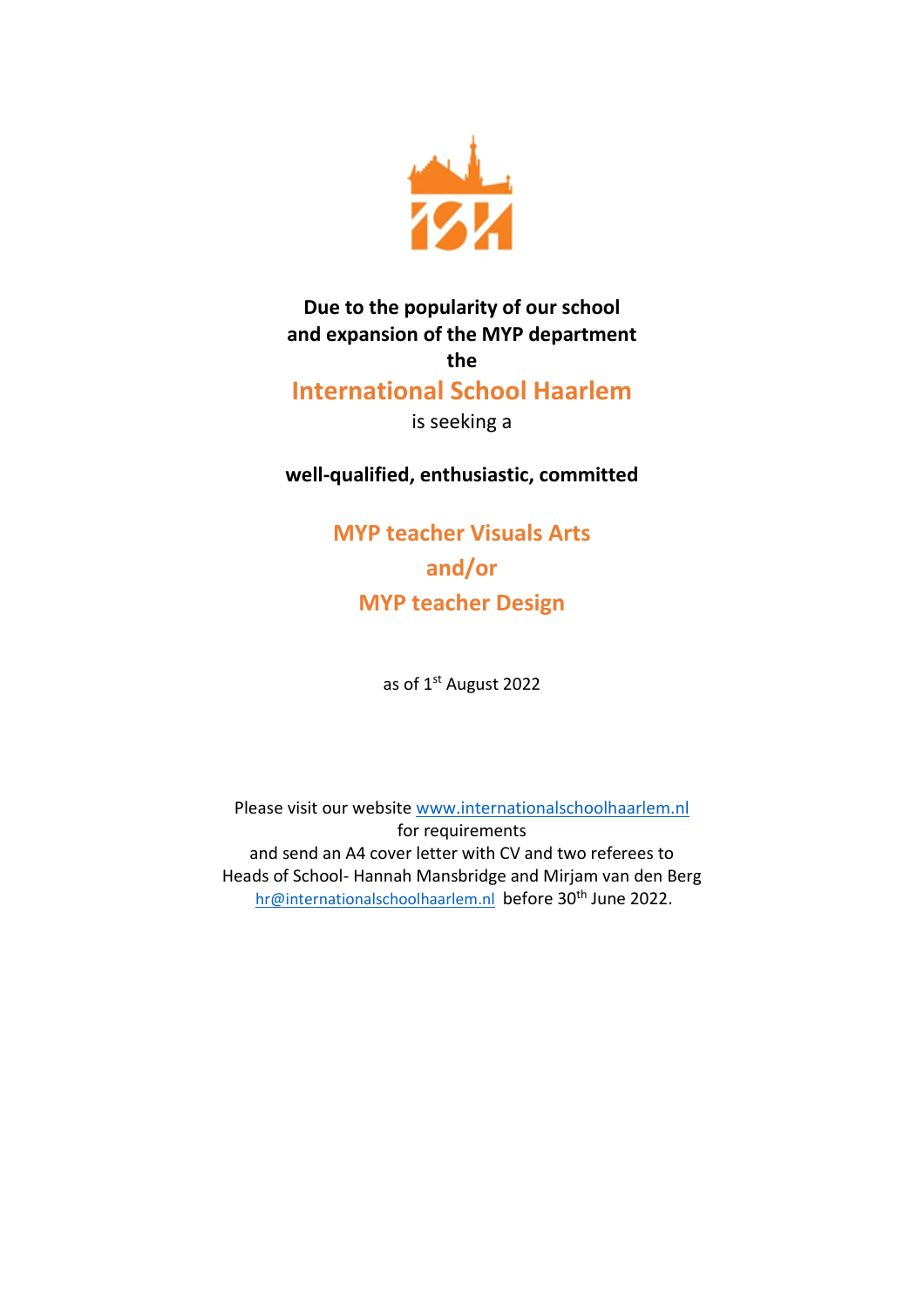**Due to the popularity of our school and expansion of the MYP department the**

## International School Haarlem

is seeking a

**well-qualified, enthusiastic, committed**

## MYP teacher Visuals Arts
## and/or
## MYP teacher Design

as of 1st August 2022

Please visit our website www.internationalschoolhaarlem.nl for requirements and send an A4 cover letter with CV and two referees to Heads of School- Hannah Mansbridge and Mirjam van den Berg hr@internationalschoolhaarlem.nl before 30th June 2022.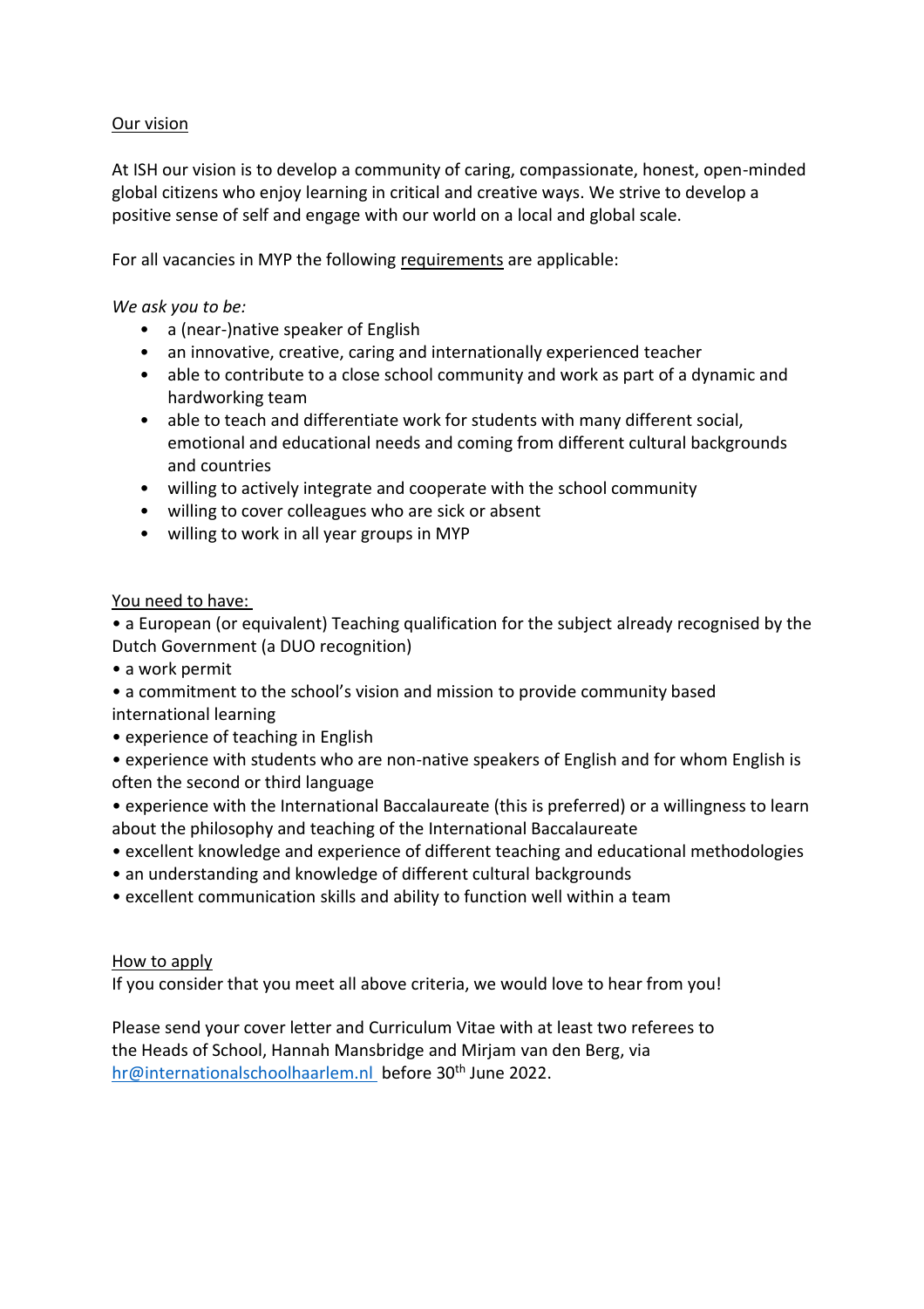## Our vision

At ISH our vision is to develop a community of caring, compassionate, honest, open-minded global citizens who enjoy learning in critical and creative ways. We strive to develop a positive sense of self and engage with our world on a local and global scale.

For all vacancies in MYP the following requirements are applicable:

*We ask you to be:*

- a (near-)native speaker of English
- an innovative, creative, caring and internationally experienced teacher
- able to contribute to a close school community and work as part of a dynamic and hardworking team
- able to teach and differentiate work for students with many different social, emotional and educational needs and coming from different cultural backgrounds and countries
- willing to actively integrate and cooperate with the school community
- willing to cover colleagues who are sick or absent
- willing to work in all year groups in MYP

## You need to have:

- a European (or equivalent) Teaching qualification for the subject already recognised by the Dutch Government (a DUO recognition)
- a work permit
- a commitment to the school's vision and mission to provide community based international learning
- experience of teaching in English
- experience with students who are non-native speakers of English and for whom English is often the second or third language
- experience with the International Baccalaureate (this is preferred) or a willingness to learn about the philosophy and teaching of the International Baccalaureate
- excellent knowledge and experience of different teaching and educational methodologies
- an understanding and knowledge of different cultural backgrounds
- excellent communication skills and ability to function well within a team

## How to apply

If you consider that you meet all above criteria, we would love to hear from you!

Please send your cover letter and Curriculum Vitae with at least two referees to the Heads of School, Hannah Mansbridge and Mirjam van den Berg, via hr@internationalschoolhaarlem.nl before 30th June 2022.